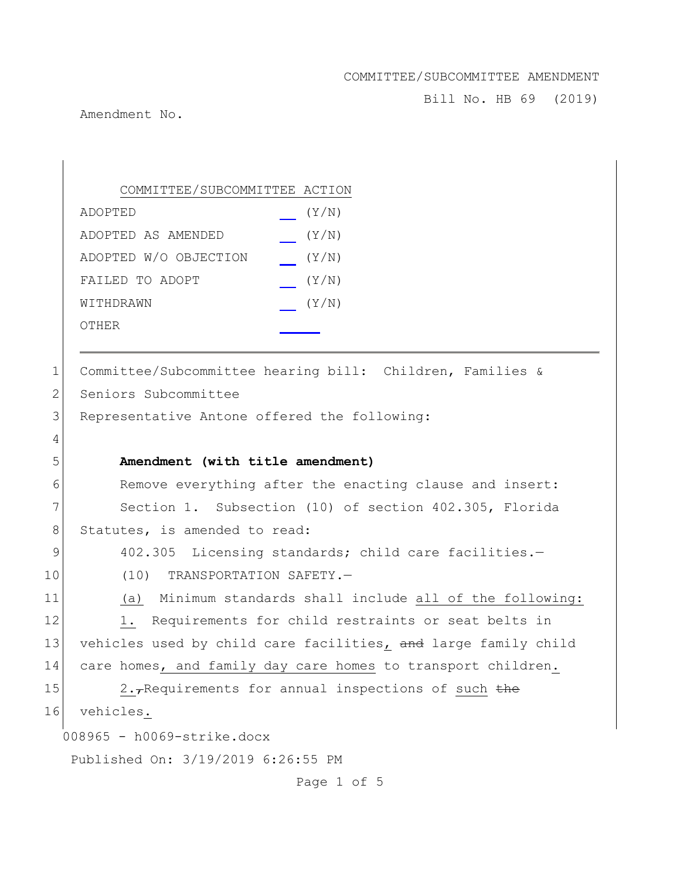COMMITTEE/SUBCOMMITTEE AMENDMENT

Bill No. HB 69 (2019)

Amendment No.

| COMMITTEE/SUBCOMMITTEE ACTION | | |
|---|---|---|
| ADOPTED | ___ | (Y/N) |
| ADOPTED AS AMENDED | ___ | (Y/N) |
| ADOPTED W/O OBJECTION | ___ | (Y/N) |
| FAILED TO ADOPT | ___ | (Y/N) |
| WITHDRAWN | ___ | (Y/N) |
| OTHER | ___ | |

---

1 Committee/Subcommittee hearing bill: Children, Families &
2 Seniors Subcommittee
3 Representative Antone offered the following:
4
5 **Amendment (with title amendment)**
6 Remove everything after the enacting clause and insert:
7 Section 1. Subsection (10) of section 402.305, Florida
8 Statutes, is amended to read:
9 402.305 Licensing standards; child care facilities.—
10 (10) TRANSPORTATION SAFETY.—
11 (a) Minimum standards shall include all of the following:
12 1. Requirements for child restraints or seat belts in
13 vehicles used by child care facilities, ~~and~~ large family child
14 care homes, and family day care homes to transport children.
15 2.~~,~~Requirements for annual inspections of such ~~the~~
16 vehicles.

008965 - h0069-strike.docx

Published On: 3/19/2019 6:26:55 PM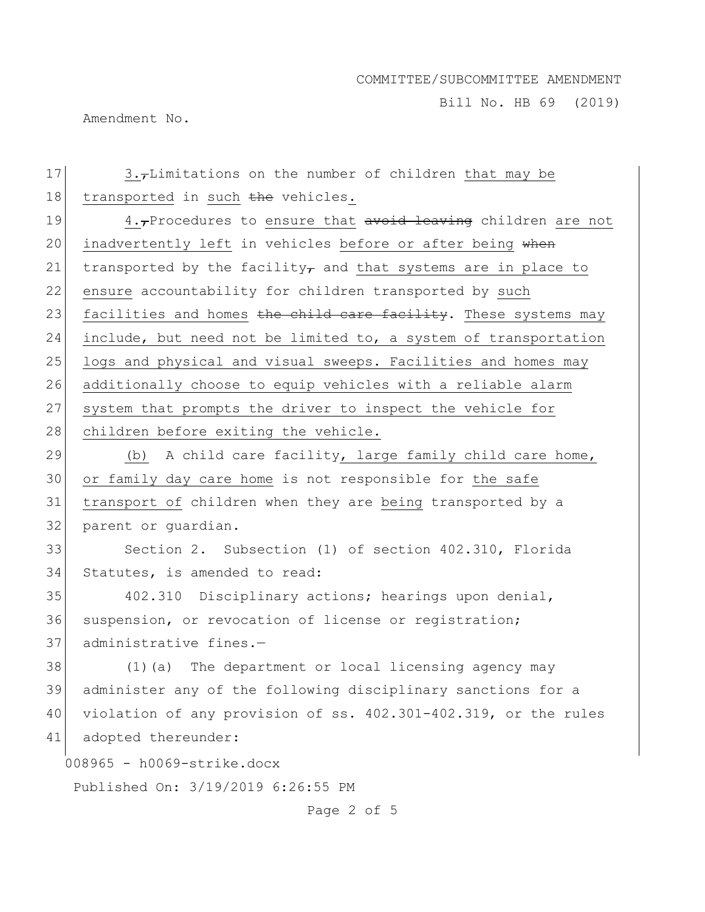17 3.,Limitations on the number of children that may be
18 transported in such ~~the~~ vehicles.
19 4.,Procedures to ensure that ~~avoid leaving~~ children are not
20 inadvertently left in vehicles before or after being ~~when~~
21 transported by the facility, and that systems are in place to
22 ensure accountability for children transported by such
23 facilities and homes ~~the child care facility~~. These systems may
24 include, but need not be limited to, a system of transportation
25 logs and physical and visual sweeps. Facilities and homes may
26 additionally choose to equip vehicles with a reliable alarm
27 system that prompts the driver to inspect the vehicle for
28 children before exiting the vehicle.
29 (b) A child care facility, large family child care home,
30 or family day care home is not responsible for the safe
31 transport of children when they are being transported by a
32 parent or guardian.
33 Section 2. Subsection (1) of section 402.310, Florida
34 Statutes, is amended to read:
35 402.310 Disciplinary actions; hearings upon denial,
36 suspension, or revocation of license or registration;
37 administrative fines.—
38 (1)(a) The department or local licensing agency may
39 administer any of the following disciplinary sanctions for a
40 violation of any provision of ss. 402.301-402.319, or the rules
41 adopted thereunder:

008965 - h0069-strike.docx

Published On: 3/19/2019 6:26:55 PM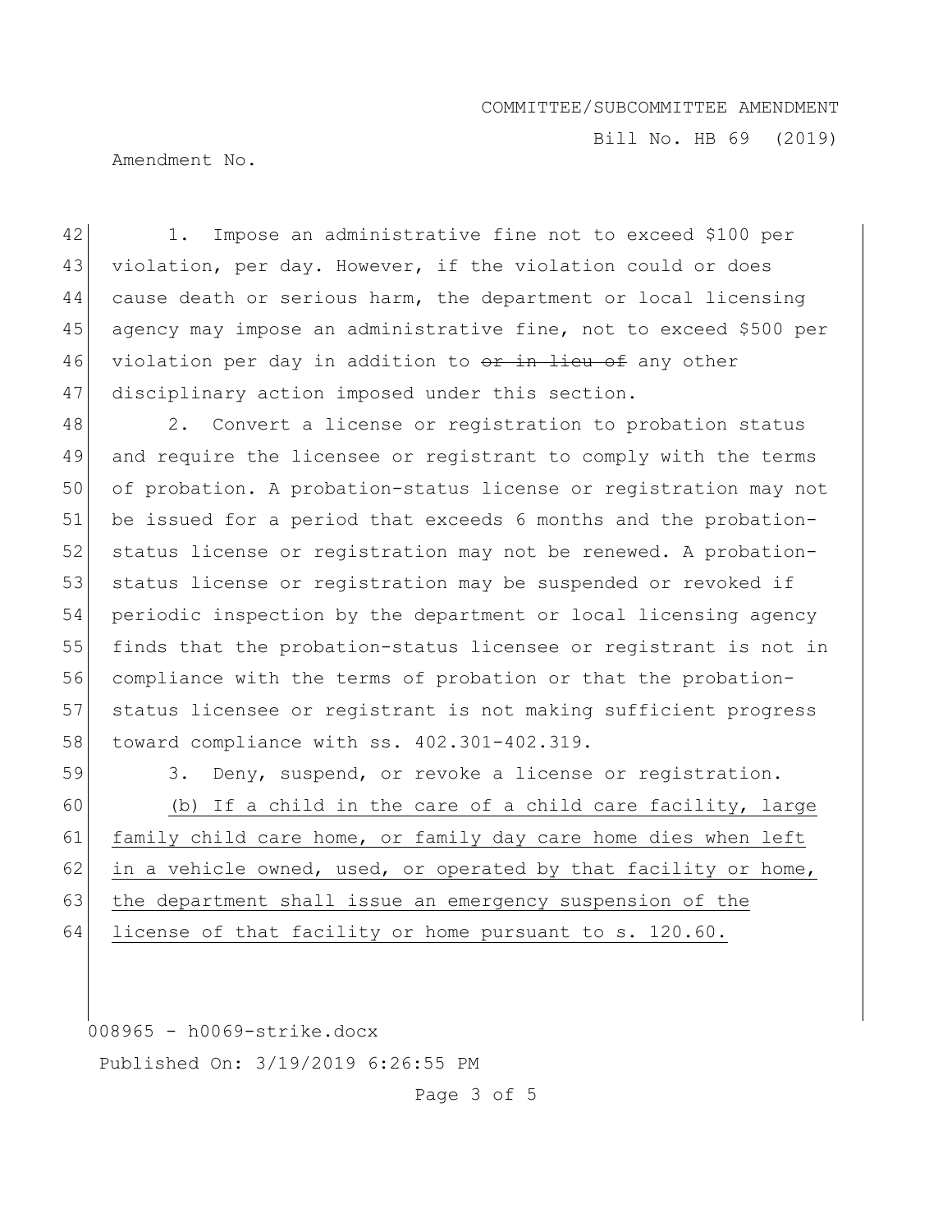1. Impose an administrative fine not to exceed $100 per violation, per day. However, if the violation could or does cause death or serious harm, the department or local licensing agency may impose an administrative fine, not to exceed $500 per violation per day in addition to ~~or in lieu of~~ any other disciplinary action imposed under this section.

2. Convert a license or registration to probation status and require the licensee or registrant to comply with the terms of probation. A probation-status license or registration may not be issued for a period that exceeds 6 months and the probation-status license or registration may not be renewed. A probation-status license or registration may be suspended or revoked if periodic inspection by the department or local licensing agency finds that the probation-status licensee or registrant is not in compliance with the terms of probation or that the probation-status licensee or registrant is not making sufficient progress toward compliance with ss. 402.301-402.319.

3. Deny, suspend, or revoke a license or registration.

<u>(b) If a child in the care of a child care facility, large family child care home, or family day care home dies when left in a vehicle owned, used, or operated by that facility or home, the department shall issue an emergency suspension of the license of that facility or home pursuant to s. 120.60.</u>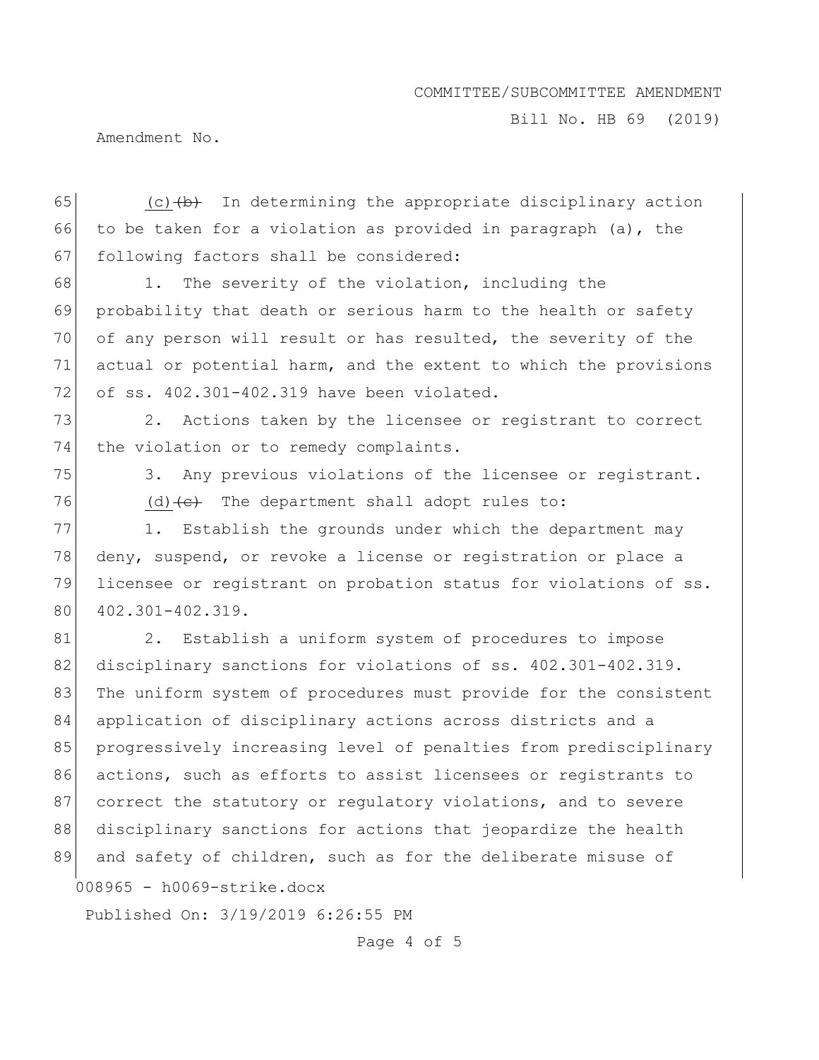(c)~~(b)~~ In determining the appropriate disciplinary action to be taken for a violation as provided in paragraph (a), the following factors shall be considered:

1. The severity of the violation, including the probability that death or serious harm to the health or safety of any person will result or has resulted, the severity of the actual or potential harm, and the extent to which the provisions of ss. 402.301-402.319 have been violated.

2. Actions taken by the licensee or registrant to correct the violation or to remedy complaints.

3. Any previous violations of the licensee or registrant.

(d)~~(c)~~ The department shall adopt rules to:

1. Establish the grounds under which the department may deny, suspend, or revoke a license or registration or place a licensee or registrant on probation status for violations of ss. 402.301-402.319.

2. Establish a uniform system of procedures to impose disciplinary sanctions for violations of ss. 402.301-402.319. The uniform system of procedures must provide for the consistent application of disciplinary actions across districts and a progressively increasing level of penalties from predisciplinary actions, such as efforts to assist licensees or registrants to correct the statutory or regulatory violations, and to severe disciplinary sanctions for actions that jeopardize the health and safety of children, such as for the deliberate misuse of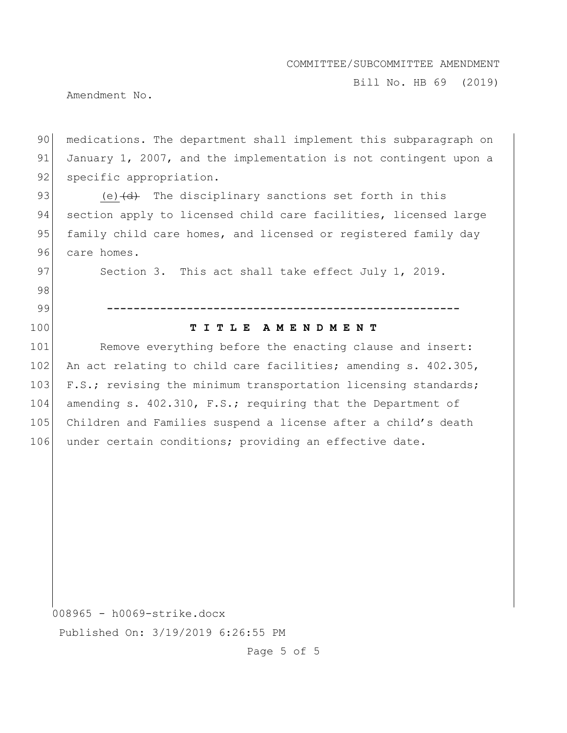medications. The department shall implement this subparagraph on January 1, 2007, and the implementation is not contingent upon a specific appropriation.

<u>(e)</u>~~(d)~~ The disciplinary sanctions set forth in this section apply to licensed child care facilities, licensed large family child care homes, and licensed or registered family day care homes.

Section 3. This act shall take effect July 1, 2019.

-----------------------------------------------------

**T I T L E A M E N D M E N T**

Remove everything before the enacting clause and insert:
An act relating to child care facilities; amending s. 402.305, F.S.; revising the minimum transportation licensing standards; amending s. 402.310, F.S.; requiring that the Department of Children and Families suspend a license after a child's death under certain conditions; providing an effective date.